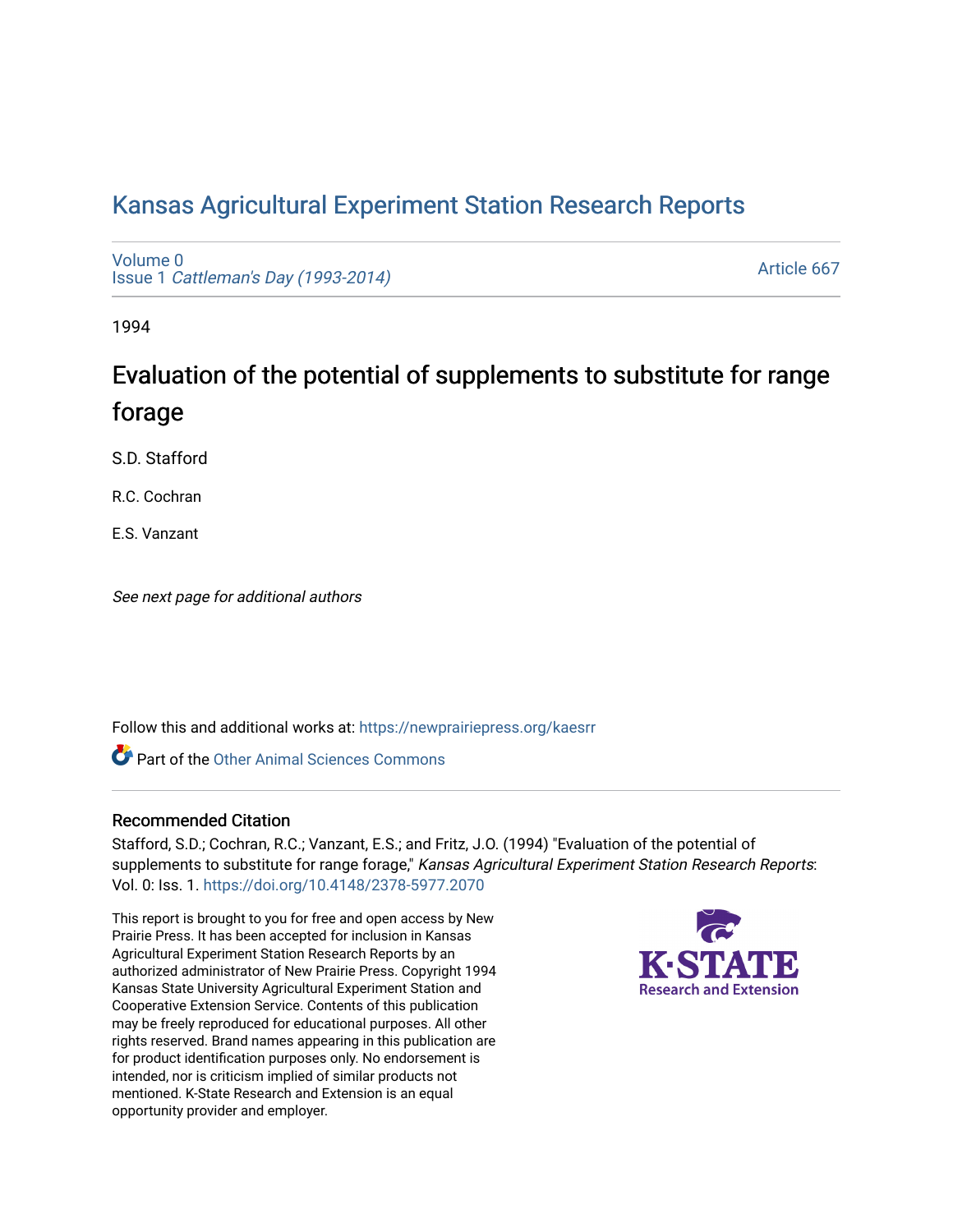# Kansas Agricultural Experiment Station Research Reports

Volume 0
Issue 1 *Cattleman's Day (1993-2014)*

Article 667

1994

## Evaluation of the potential of supplements to substitute for range forage

S.D. Stafford

R.C. Cochran

E.S. Vanzant

*See next page for additional authors*

Follow this and additional works at: https://newprairiepress.org/kaesrr

Part of the Other Animal Sciences Commons

### Recommended Citation

Stafford, S.D.; Cochran, R.C.; Vanzant, E.S.; and Fritz, J.O. (1994) "Evaluation of the potential of supplements to substitute for range forage," *Kansas Agricultural Experiment Station Research Reports*: Vol. 0: Iss. 1. https://doi.org/10.4148/2378-5977.2070

This report is brought to you for free and open access by New Prairie Press. It has been accepted for inclusion in Kansas Agricultural Experiment Station Research Reports by an authorized administrator of New Prairie Press. Copyright 1994 Kansas State University Agricultural Experiment Station and Cooperative Extension Service. Contents of this publication may be freely reproduced for educational purposes. All other rights reserved. Brand names appearing in this publication are for product identification purposes only. No endorsement is intended, nor is criticism implied of similar products not mentioned. K-State Research and Extension is an equal opportunity provider and employer.

K-STATE Research and Extension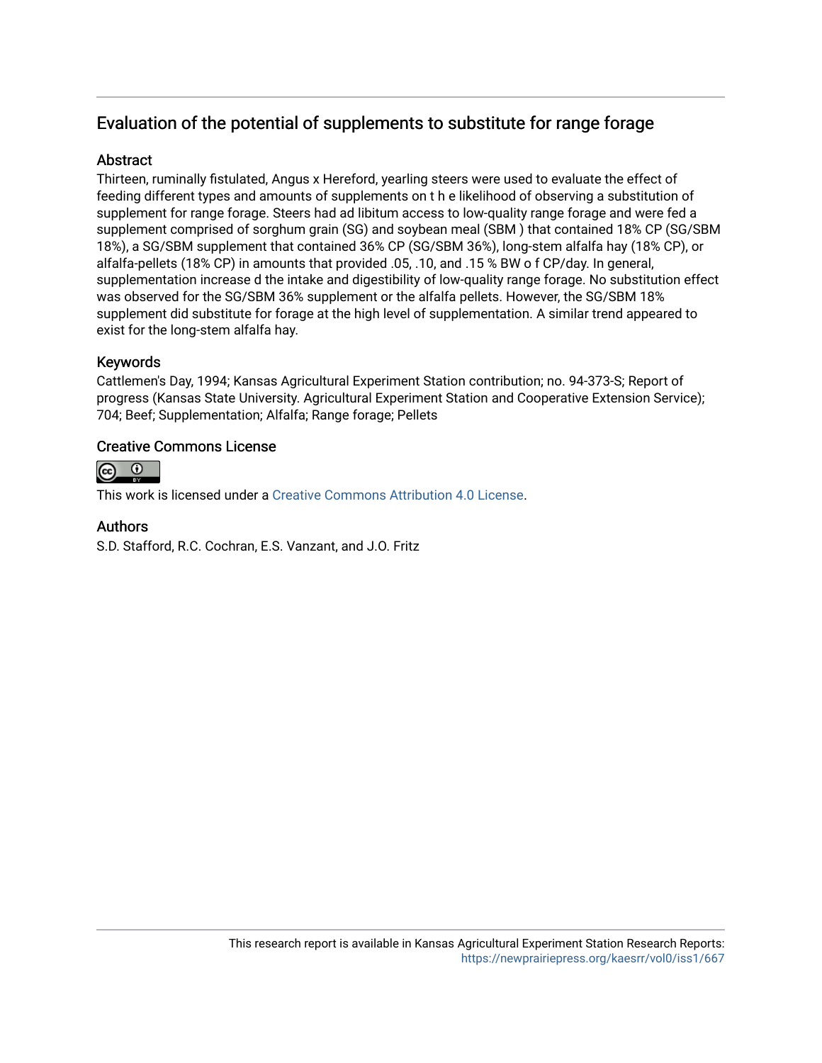## Evaluation of the potential of supplements to substitute for range forage

### Abstract

Thirteen, ruminally fistulated, Angus x Hereford, yearling steers were used to evaluate the effect of feeding different types and amounts of supplements on t h e likelihood of observing a substitution of supplement for range forage. Steers had ad libitum access to low-quality range forage and were fed a supplement comprised of sorghum grain (SG) and soybean meal (SBM ) that contained 18% CP (SG/SBM 18%), a SG/SBM supplement that contained 36% CP (SG/SBM 36%), long-stem alfalfa hay (18% CP), or alfalfa-pellets (18% CP) in amounts that provided .05, .10, and .15 % BW o f CP/day. In general, supplementation increase d the intake and digestibility of low-quality range forage. No substitution effect was observed for the SG/SBM 36% supplement or the alfalfa pellets. However, the SG/SBM 18% supplement did substitute for forage at the high level of supplementation. A similar trend appeared to exist for the long-stem alfalfa hay.

### Keywords

Cattlemen's Day, 1994; Kansas Agricultural Experiment Station contribution; no. 94-373-S; Report of progress (Kansas State University. Agricultural Experiment Station and Cooperative Extension Service); 704; Beef; Supplementation; Alfalfa; Range forage; Pellets

### Creative Commons License

This work is licensed under a Creative Commons Attribution 4.0 License.

### Authors

S.D. Stafford, R.C. Cochran, E.S. Vanzant, and J.O. Fritz

This research report is available in Kansas Agricultural Experiment Station Research Reports: https://newprairiepress.org/kaesrr/vol0/iss1/667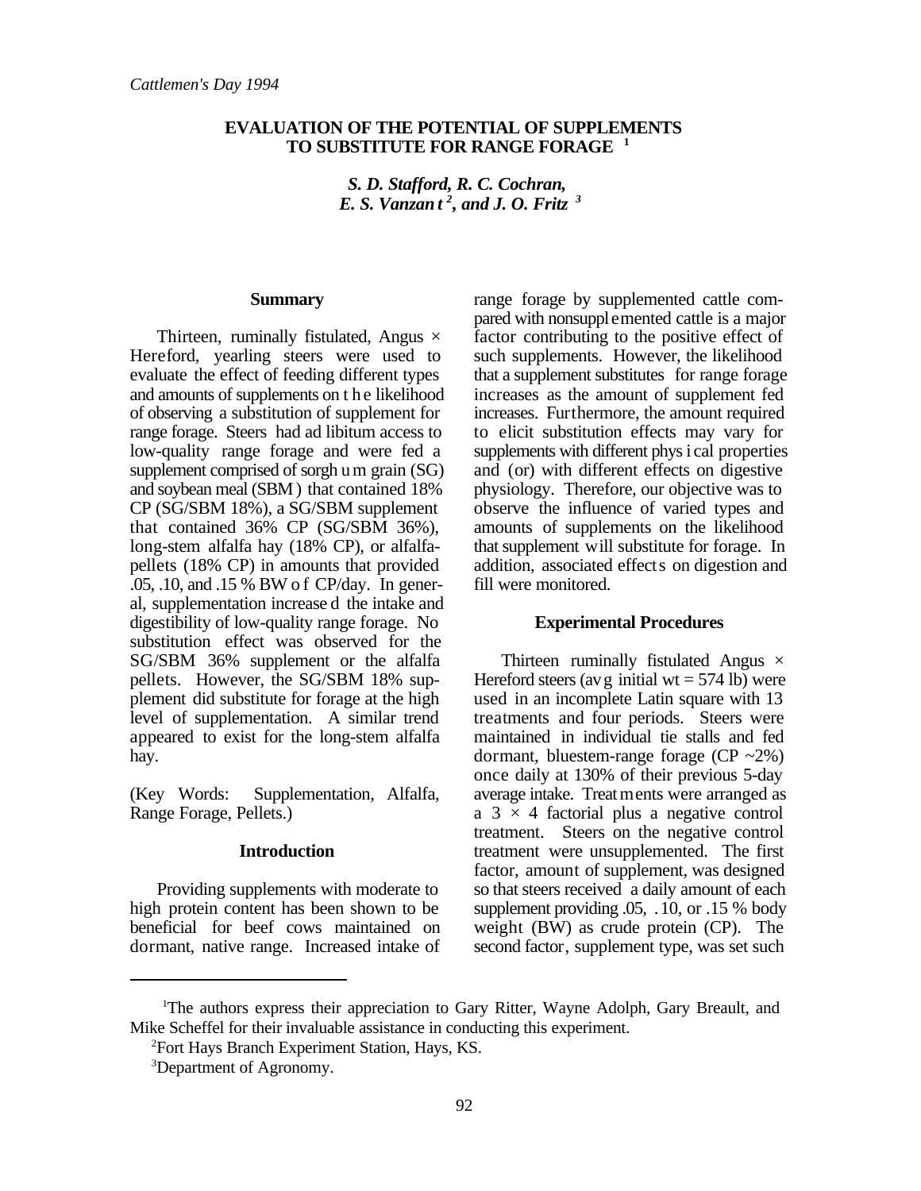*Cattlemen's Day 1994*

# EVALUATION OF THE POTENTIAL OF SUPPLEMENTS TO SUBSTITUTE FOR RANGE FORAGE [1]

***S. D. Stafford, R. C. Cochran, E. S. Vanzant [2], and J. O. Fritz [3]***

## Summary

Thirteen, ruminally fistulated, Angus × Hereford, yearling steers were used to evaluate the effect of feeding different types and amounts of supplements on the likelihood of observing a substitution of supplement for range forage. Steers had ad libitum access to low-quality range forage and were fed a supplement comprised of sorghum grain (SG) and soybean meal (SBM) that contained 18% CP (SG/SBM 18%), a SG/SBM supplement that contained 36% CP (SG/SBM 36%), long-stem alfalfa hay (18% CP), or alfalfa-pellets (18% CP) in amounts that provided .05, .10, and .15 % BW of CP/day. In general, supplementation increased the intake and digestibility of low-quality range forage. No substitution effect was observed for the SG/SBM 36% supplement or the alfalfa pellets. However, the SG/SBM 18% supplement did substitute for forage at the high level of supplementation. A similar trend appeared to exist for the long-stem alfalfa hay.

(Key Words: Supplementation, Alfalfa, Range Forage, Pellets.)

## Introduction

Providing supplements with moderate to high protein content has been shown to be beneficial for beef cows maintained on dormant, native range. Increased intake of range forage by supplemented cattle compared with nonsupplemented cattle is a major factor contributing to the positive effect of such supplements. However, the likelihood that a supplement substitutes for range forage increases as the amount of supplement fed increases. Furthermore, the amount required to elicit substitution effects may vary for supplements with different physical properties and (or) with different effects on digestive physiology. Therefore, our objective was to observe the influence of varied types and amounts of supplements on the likelihood that supplement will substitute for forage. In addition, associated effects on digestion and fill were monitored.

## Experimental Procedures

Thirteen ruminally fistulated Angus × Hereford steers (avg initial wt = 574 lb) were used in an incomplete Latin square with 13 treatments and four periods. Steers were maintained in individual tie stalls and fed dormant, bluestem-range forage (CP ~2%) once daily at 130% of their previous 5-day average intake. Treatments were arranged as a 3 × 4 factorial plus a negative control treatment. Steers on the negative control treatment were unsupplemented. The first factor, amount of supplement, was designed so that steers received a daily amount of each supplement providing .05, .10, or .15 % body weight (BW) as crude protein (CP). The second factor, supplement type, was set such

---

[1] The authors express their appreciation to Gary Ritter, Wayne Adolph, Gary Breault, and Mike Scheffel for their invaluable assistance in conducting this experiment.

[2] Fort Hays Branch Experiment Station, Hays, KS.

[3] Department of Agronomy.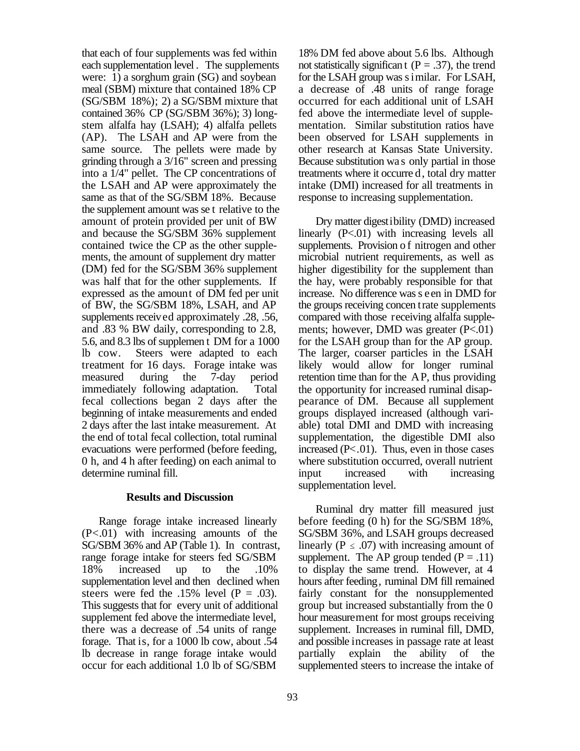that each of four supplements was fed within each supplementation level. The supplements were: 1) a sorghum grain (SG) and soybean meal (SBM) mixture that contained 18% CP (SG/SBM 18%); 2) a SG/SBM mixture that contained 36% CP (SG/SBM 36%); 3) long-stem alfalfa hay (LSAH); 4) alfalfa pellets (AP). The LSAH and AP were from the same source. The pellets were made by grinding through a 3/16" screen and pressing into a 1/4" pellet. The CP concentrations of the LSAH and AP were approximately the same as that of the SG/SBM 18%. Because the supplement amount was set relative to the amount of protein provided per unit of BW and because the SG/SBM 36% supplement contained twice the CP as the other supplements, the amount of supplement dry matter (DM) fed for the SG/SBM 36% supplement was half that for the other supplements. If expressed as the amount of DM fed per unit of BW, the SG/SBM 18%, LSAH, and AP supplements received approximately .28, .56, and .83 % BW daily, corresponding to 2.8, 5.6, and 8.3 lbs of supplement DM for a 1000 lb cow. Steers were adapted to each treatment for 16 days. Forage intake was measured during the 7-day period immediately following adaptation. Total fecal collections began 2 days after the beginning of intake measurements and ended 2 days after the last intake measurement. At the end of total fecal collection, total ruminal evacuations were performed (before feeding, 0 h, and 4 h after feeding) on each animal to determine ruminal fill.

## Results and Discussion

Range forage intake increased linearly ($P<.01$) with increasing amounts of the SG/SBM 36% and AP (Table 1). In contrast, range forage intake for steers fed SG/SBM 18% increased up to the .10% supplementation level and then declined when steers were fed the .15% level ($P = .03$). This suggests that for every unit of additional supplement fed above the intermediate level, there was a decrease of .54 units of range forage. That is, for a 1000 lb cow, about .54 lb decrease in range forage intake would occur for each additional 1.0 lb of SG/SBM 18% DM fed above about 5.6 lbs. Although not statistically significant ($P = .37$), the trend for the LSAH group was similar. For LSAH, a decrease of .48 units of range forage occurred for each additional unit of LSAH fed above the intermediate level of supplementation. Similar substitution ratios have been observed for LSAH supplements in other research at Kansas State University. Because substitution was only partial in those treatments where it occurred, total dry matter intake (DMI) increased for all treatments in response to increasing supplementation.

Dry matter digestibility (DMD) increased linearly ($P<.01$) with increasing levels all supplements. Provision of nitrogen and other microbial nutrient requirements, as well as higher digestibility for the supplement than the hay, were probably responsible for that increase. No difference was seen in DMD for the groups receiving concentrate supplements compared with those receiving alfalfa supplements; however, DMD was greater ($P<.01$) for the LSAH group than for the AP group. The larger, coarser particles in the LSAH likely would allow for longer ruminal retention time than for the AP, thus providing the opportunity for increased ruminal disappearance of DM. Because all supplement groups displayed increased (although variable) total DMI and DMD with increasing supplementation, the digestible DMI also increased ($P<.01$). Thus, even in those cases where substitution occurred, overall nutrient input increased with increasing supplementation level.

Ruminal dry matter fill measured just before feeding (0 h) for the SG/SBM 18%, SG/SBM 36%, and LSAH groups decreased linearly ($P \leq .07$) with increasing amount of supplement. The AP group tended ($P = .11$) to display the same trend. However, at 4 hours after feeding, ruminal DM fill remained fairly constant for the nonsupplemented group but increased substantially from the 0 hour measurement for most groups receiving supplement. Increases in ruminal fill, DMD, and possible increases in passage rate at least partially explain the ability of the supplemented steers to increase the intake of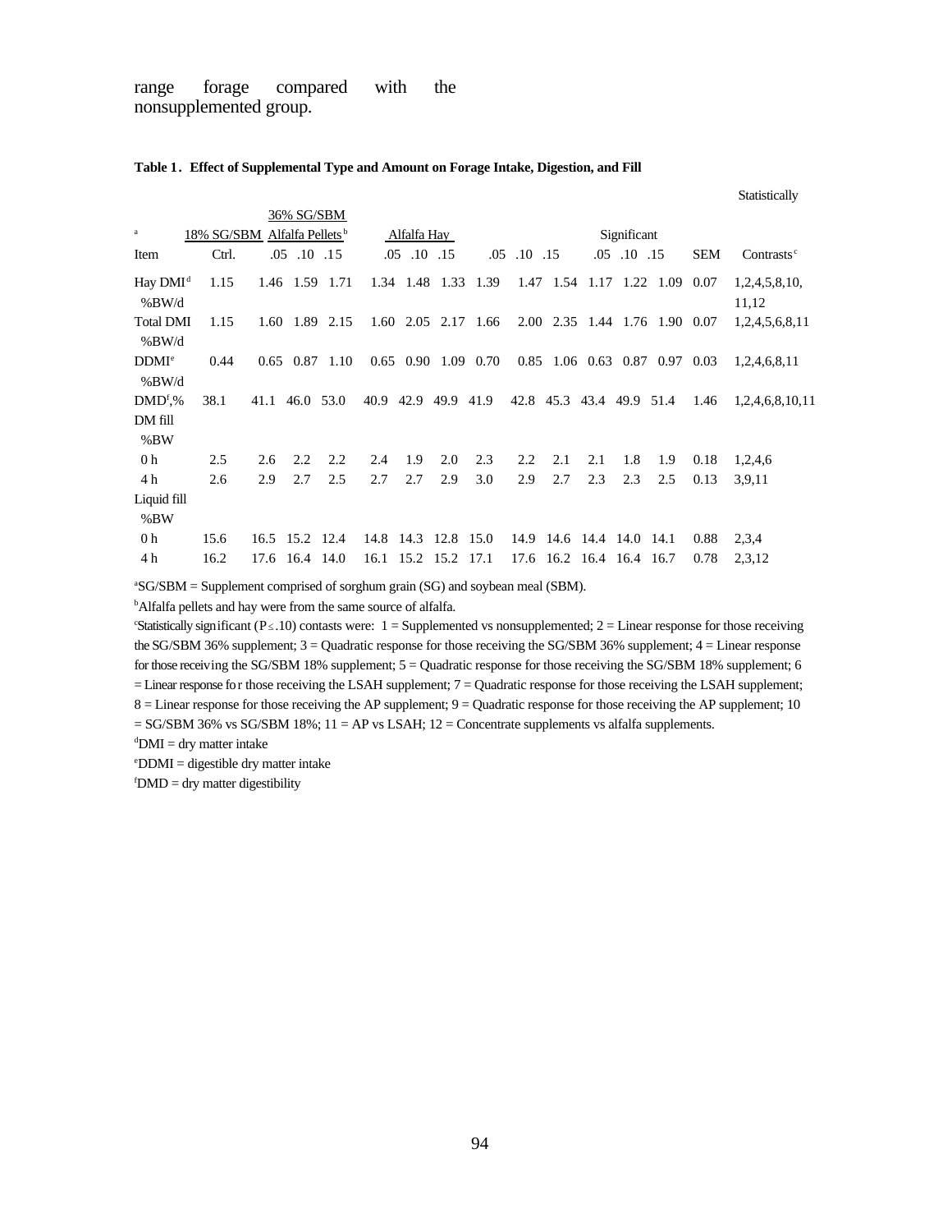range forage compared with the nonsupplemented group.

**Table 1. Effect of Supplemental Type and Amount on Forage Intake, Digestion, and Fill**

| | 18% SG/SBM | 36% SG/SBM Alfalfa Pellets[b] | | | Alfalfa Hay | | | | | | Significant | | | | Statistically |
|---|---|---|---|---|---|---|---|---|---|---|---|---|---|---|---|
| Item[a] | Ctrl. | .05 | .10 | .15 | .05 | .10 | .15 | .05 | .10 | .15 | .05 | .10 | .15 | SEM | Contrasts[c] |
| Hay DMI[d] %BW/d | 1.15 | 1.46 | 1.59 | 1.71 | 1.34 | 1.48 | 1.33 | 1.39 | 1.47 | 1.54 | 1.17 | 1.22 | 1.09 | 0.07 | 1,2,4,5,8,10, 11,12 |
| Total DMI %BW/d | 1.15 | 1.60 | 1.89 | 2.15 | 1.60 | 2.05 | 2.17 | 1.66 | 2.00 | 2.35 | 1.44 | 1.76 | 1.90 | 0.07 | 1,2,4,5,6,8,11 |
| DDMI[e] %BW/d | 0.44 | 0.65 | 0.87 | 1.10 | 0.65 | 0.90 | 1.09 | 0.70 | 0.85 | 1.06 | 0.63 | 0.87 | 0.97 | 0.03 | 1,2,4,6,8,11 |
| DMD[f],% | 38.1 | 41.1 | 46.0 | 53.0 | 40.9 | 42.9 | 49.9 | 41.9 | 42.8 | 45.3 | 43.4 | 49.9 | 51.4 | 1.46 | 1,2,4,6,8,10,11 |
| DM fill %BW | | | | | | | | | | | | | | | |
| 0 h | 2.5 | 2.6 | 2.2 | 2.2 | 2.4 | 1.9 | 2.0 | 2.3 | 2.2 | 2.1 | 2.1 | 1.8 | 1.9 | 0.18 | 1,2,4,6 |
| 4 h | 2.6 | 2.9 | 2.7 | 2.5 | 2.7 | 2.7 | 2.9 | 3.0 | 2.9 | 2.7 | 2.3 | 2.3 | 2.5 | 0.13 | 3,9,11 |
| Liquid fill %BW | | | | | | | | | | | | | | | |
| 0 h | 15.6 | 16.5 | 15.2 | 12.4 | 14.8 | 14.3 | 12.8 | 15.0 | 14.9 | 14.6 | 14.4 | 14.0 | 14.1 | 0.88 | 2,3,4 |
| 4 h | 16.2 | 17.6 | 16.4 | 14.0 | 16.1 | 15.2 | 15.2 | 17.1 | 17.6 | 16.2 | 16.4 | 16.4 | 16.7 | 0.78 | 2,3,12 |

[a]SG/SBM = Supplement comprised of sorghum grain (SG) and soybean meal (SBM).

[b]Alfalfa pellets and hay were from the same source of alfalfa.

[c]Statistically significant ($P \leq .10$) contasts were: 1 = Supplemented vs nonsupplemented; 2 = Linear response for those receiving the SG/SBM 36% supplement; 3 = Quadratic response for those receiving the SG/SBM 36% supplement; 4 = Linear response for those receiving the SG/SBM 18% supplement; 5 = Quadratic response for those receiving the SG/SBM 18% supplement; 6 = Linear response for those receiving the LSAH supplement; 7 = Quadratic response for those receiving the LSAH supplement; 8 = Linear response for those receiving the AP supplement; 9 = Quadratic response for those receiving the AP supplement; 10 = SG/SBM 36% vs SG/SBM 18%; 11 = AP vs LSAH; 12 = Concentrate supplements vs alfalfa supplements.

[d]DMI = dry matter intake

[e]DDMI = digestible dry matter intake

[f]DMD = dry matter digestibility